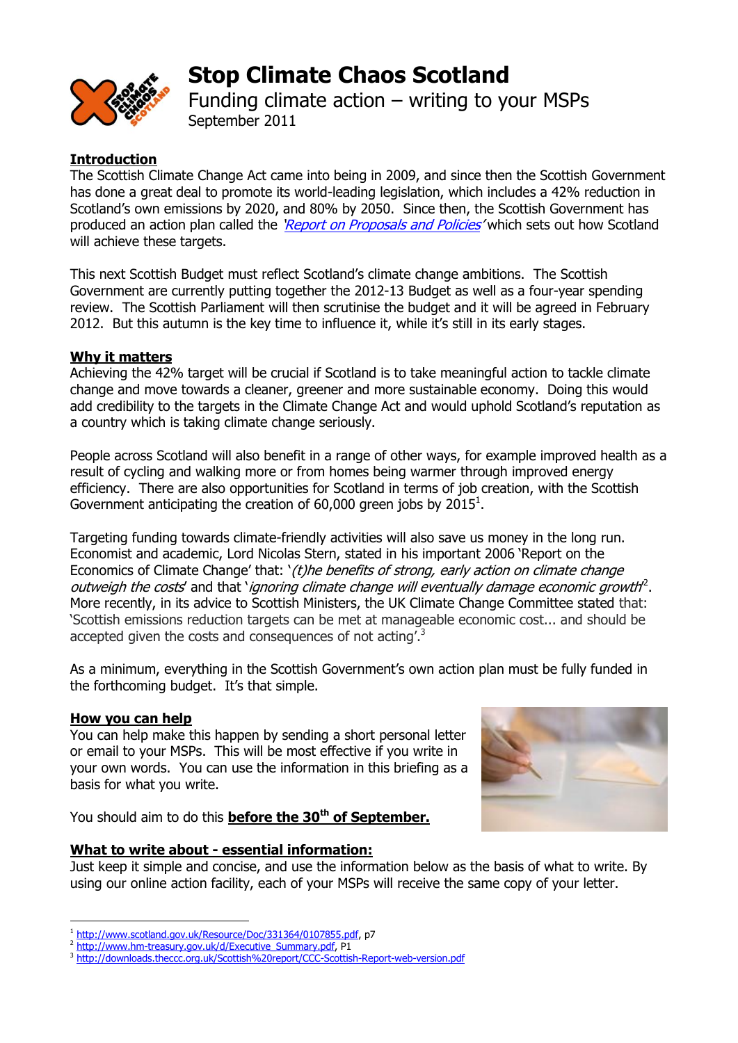# Stop Climate Chaos Scotland

## Funding climate action – writing to your MSPs

September 2011

**Introduction**

The Scottish Climate Change Act came into being in 2009, and since then the Scottish Government has done a great deal to promote its world-leading legislation, which includes a 42% reduction in Scotland's own emissions by 2020, and 80% by 2050. Since then, the Scottish Government has produced an action plan called the *'Report on Proposals and Policies'* which sets out how Scotland will achieve these targets.

This next Scottish Budget must reflect Scotland's climate change ambitions. The Scottish Government are currently putting together the 2012-13 Budget as well as a four-year spending review. The Scottish Parliament will then scrutinise the budget and it will be agreed in February 2012. But this autumn is the key time to influence it, while it's still in its early stages.

**Why it matters**

Achieving the 42% target will be crucial if Scotland is to take meaningful action to tackle climate change and move towards a cleaner, greener and more sustainable economy. Doing this would add credibility to the targets in the Climate Change Act and would uphold Scotland's reputation as a country which is taking climate change seriously.

People across Scotland will also benefit in a range of other ways, for example improved health as a result of cycling and walking more or from homes being warmer through improved energy efficiency. There are also opportunities for Scotland in terms of job creation, with the Scottish Government anticipating the creation of 60,000 green jobs by 2015[1].

Targeting funding towards climate-friendly activities will also save us money in the long run. Economist and academic, Lord Nicolas Stern, stated in his important 2006 'Report on the Economics of Climate Change' that: '*(t)he benefits of strong, early action on climate change outweigh the costs*' and that '*ignoring climate change will eventually damage economic growth*'[2]. More recently, in its advice to Scottish Ministers, the UK Climate Change Committee stated that: 'Scottish emissions reduction targets can be met at manageable economic cost... and should be accepted given the costs and consequences of not acting'.[3]

As a minimum, everything in the Scottish Government's own action plan must be fully funded in the forthcoming budget. It's that simple.

**How you can help**

You can help make this happen by sending a short personal letter or email to your MSPs. This will be most effective if you write in your own words. You can use the information in this briefing as a basis for what you write.

You should aim to do this **before the 30th of September.**

**What to write about - essential information:**

Just keep it simple and concise, and use the information below as the basis of what to write. By using our online action facility, each of your MSPs will receive the same copy of your letter.

---

[1] http://www.scotland.gov.uk/Resource/Doc/331364/0107855.pdf, p7
[2] http://www.hm-treasury.gov.uk/d/Executive_Summary.pdf, P1
[3] http://downloads.theccc.org.uk/Scottish%20report/CCC-Scottish-Report-web-version.pdf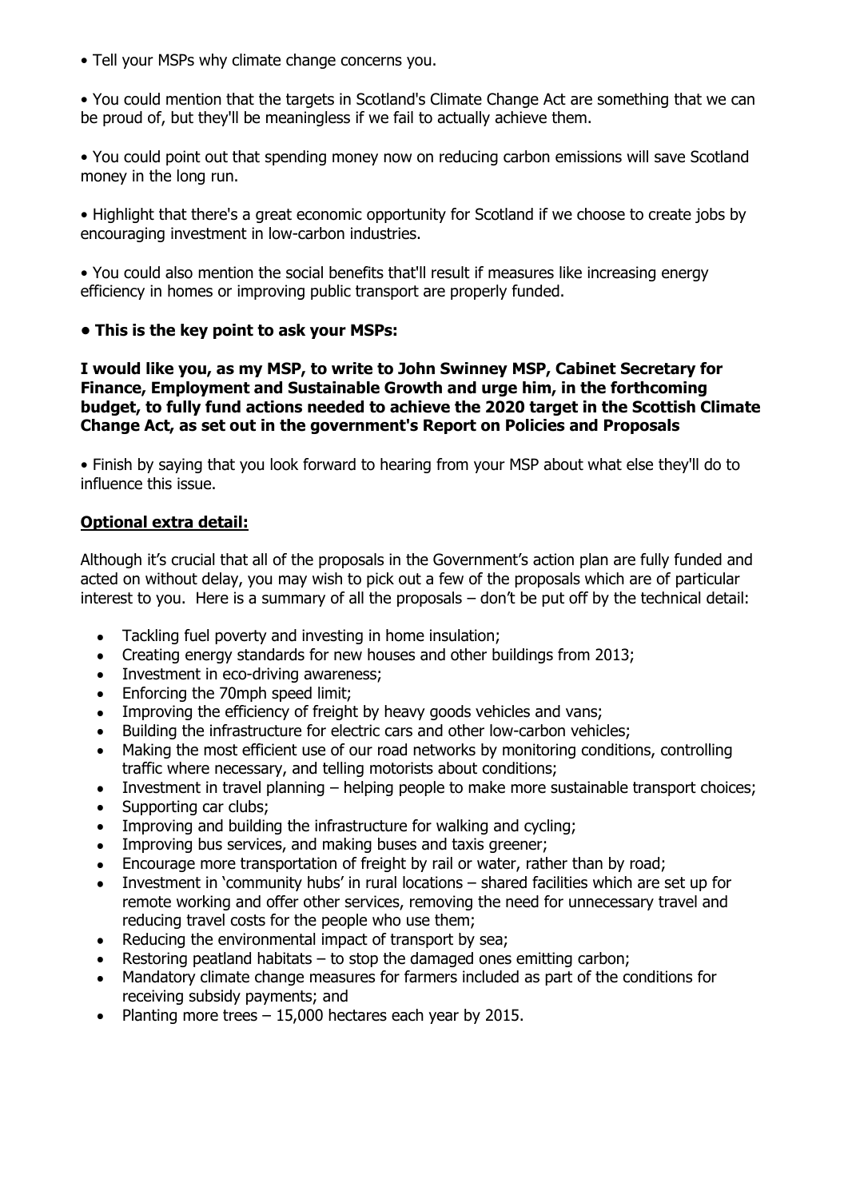- Tell your MSPs why climate change concerns you.

- You could mention that the targets in Scotland's Climate Change Act are something that we can be proud of, but they'll be meaningless if we fail to actually achieve them.

- You could point out that spending money now on reducing carbon emissions will save Scotland money in the long run.

- Highlight that there's a great economic opportunity for Scotland if we choose to create jobs by encouraging investment in low-carbon industries.

- You could also mention the social benefits that'll result if measures like increasing energy efficiency in homes or improving public transport are properly funded.

- **This is the key point to ask your MSPs:**

**I would like you, as my MSP, to write to John Swinney MSP, Cabinet Secretary for Finance, Employment and Sustainable Growth and urge him, in the forthcoming budget, to fully fund actions needed to achieve the 2020 target in the Scottish Climate Change Act, as set out in the government's Report on Policies and Proposals**

- Finish by saying that you look forward to hearing from your MSP about what else they'll do to influence this issue.

**Optional extra detail:**

Although it's crucial that all of the proposals in the Government's action plan are fully funded and acted on without delay, you may wish to pick out a few of the proposals which are of particular interest to you. Here is a summary of all the proposals – don't be put off by the technical detail:

- Tackling fuel poverty and investing in home insulation;
- Creating energy standards for new houses and other buildings from 2013;
- Investment in eco-driving awareness;
- Enforcing the 70mph speed limit;
- Improving the efficiency of freight by heavy goods vehicles and vans;
- Building the infrastructure for electric cars and other low-carbon vehicles;
- Making the most efficient use of our road networks by monitoring conditions, controlling traffic where necessary, and telling motorists about conditions;
- Investment in travel planning – helping people to make more sustainable transport choices;
- Supporting car clubs;
- Improving and building the infrastructure for walking and cycling;
- Improving bus services, and making buses and taxis greener;
- Encourage more transportation of freight by rail or water, rather than by road;
- Investment in 'community hubs' in rural locations – shared facilities which are set up for remote working and offer other services, removing the need for unnecessary travel and reducing travel costs for the people who use them;
- Reducing the environmental impact of transport by sea;
- Restoring peatland habitats – to stop the damaged ones emitting carbon;
- Mandatory climate change measures for farmers included as part of the conditions for receiving subsidy payments; and
- Planting more trees – 15,000 hectares each year by 2015.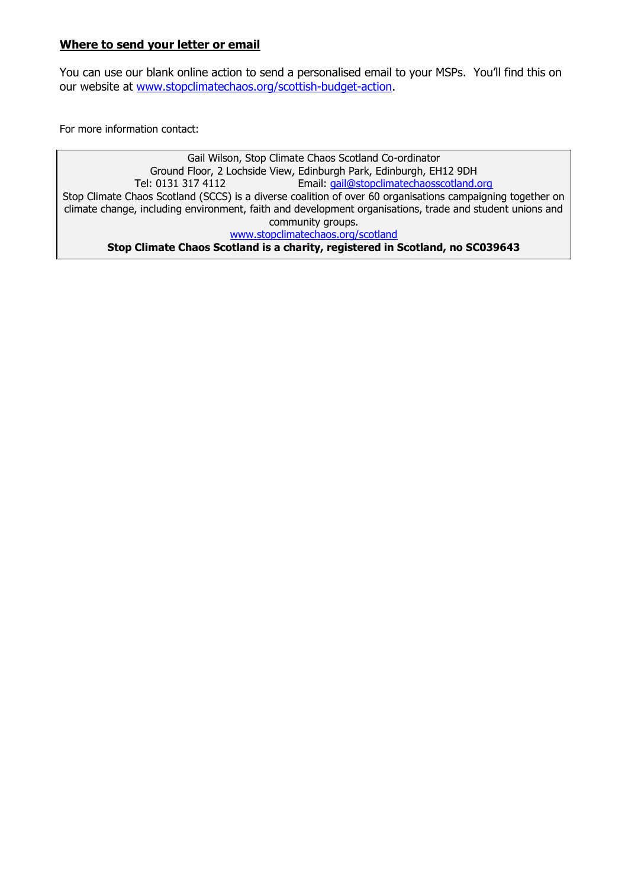**Where to send your letter or email**

You can use our blank online action to send a personalised email to your MSPs. You'll find this on our website at [www.stopclimatechaos.org/scottish-budget-action](http://www.stopclimatechaos.org/scottish-budget-action).

For more information contact:

Gail Wilson, Stop Climate Chaos Scotland Co-ordinator
Ground Floor, 2 Lochside View, Edinburgh Park, Edinburgh, EH12 9DH
Tel: 0131 317 4112 Email: [gail@stopclimatechaosscotland.org](mailto:gail@stopclimatechaosscotland.org)
Stop Climate Chaos Scotland (SCCS) is a diverse coalition of over 60 organisations campaigning together on climate change, including environment, faith and development organisations, trade and student unions and community groups.
[www.stopclimatechaos.org/scotland](http://www.stopclimatechaos.org/scotland)
**Stop Climate Chaos Scotland is a charity, registered in Scotland, no SC039643**